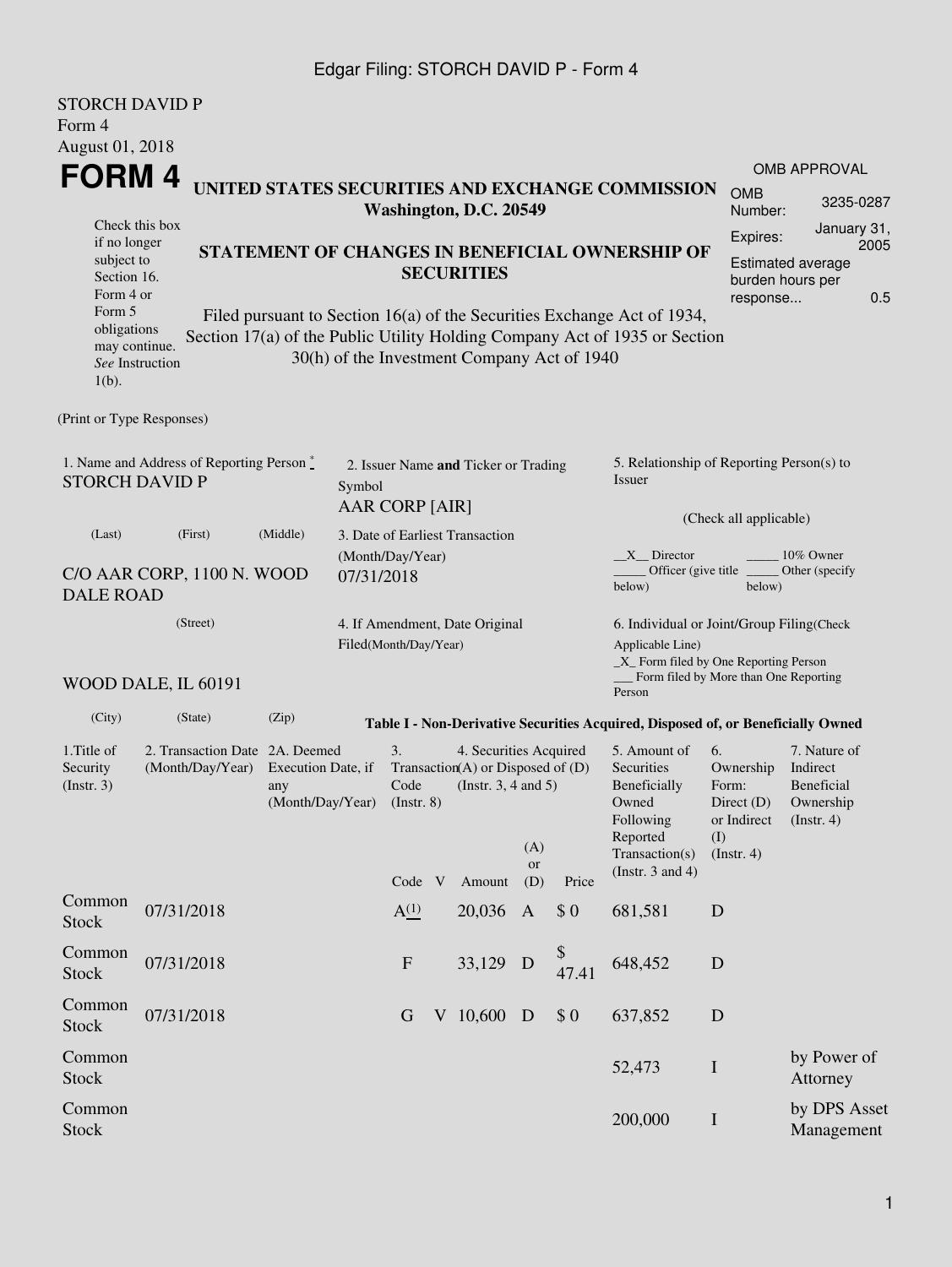Edgar Filing: STORCH DAVID P - Form 4

STORCH DAVID P
Form 4
August 01, 2018

# FORM 4

**UNITED STATES SECURITIES AND EXCHANGE COMMISSION**
**Washington, D.C. 20549**

| OMB APPROVAL | |
|---|---|
| OMB Number: | 3235-0287 |
| Expires: | January 31, 2005 |
| Estimated average burden hours per response... | 0.5 |

Check this box if no longer subject to Section 16. Form 4 or Form 5 obligations may continue. *See* Instruction 1(b).

## STATEMENT OF CHANGES IN BENEFICIAL OWNERSHIP OF SECURITIES

Filed pursuant to Section 16(a) of the Securities Exchange Act of 1934, Section 17(a) of the Public Utility Holding Company Act of 1935 or Section 30(h) of the Investment Company Act of 1940

(Print or Type Responses)

1. Name and Address of Reporting Person *
STORCH DAVID P

(Last) (First) (Middle)

C/O AAR CORP, 1100 N. WOOD DALE ROAD

(Street)

WOOD DALE, IL 60191

(City) (State) (Zip)

2. Issuer Name **and** Ticker or Trading Symbol
AAR CORP [AIR]

3. Date of Earliest Transaction (Month/Day/Year)
07/31/2018

4. If Amendment, Date Original Filed(Month/Day/Year)

5. Relationship of Reporting Person(s) to Issuer

(Check all applicable)

\_\_X\_\_ Director
\_\_\_\_\_ 10% Owner
\_\_\_\_\_ Officer (give title below)
\_\_\_\_\_ Other (specify below)

6. Individual or Joint/Group Filing(Check Applicable Line)
\_X\_ Form filed by One Reporting Person
\_\_\_ Form filed by More than One Reporting Person

**Table I - Non-Derivative Securities Acquired, Disposed of, or Beneficially Owned**

| 1.Title of Security (Instr. 3) | 2. Transaction Date (Month/Day/Year) | 2A. Deemed Execution Date, if any (Month/Day/Year) | 3. Transaction Code (Instr. 8) | | 4. Securities Acquired (A) or Disposed of (D) (Instr. 3, 4 and 5) | | | 5. Amount of Securities Beneficially Owned Following Reported Transaction(s) (Instr. 3 and 4) | 6. Ownership Form: Direct (D) or Indirect (I) (Instr. 4) | 7. Nature of Indirect Beneficial Ownership (Instr. 4) |
|---|---|---|---|---|---|---|---|---|---|---|
| | | | Code | V | Amount | (A) or (D) | Price | | | |
| Common Stock | 07/31/2018 | | A[(1)] | | 20,036 | A | $ 0 | 681,581 | D | |
| Common Stock | 07/31/2018 | | F | | 33,129 | D | $ 47.41 | 648,452 | D | |
| Common Stock | 07/31/2018 | | G | V | 10,600 | D | $ 0 | 637,852 | D | |
| Common Stock | | | | | | | | 52,473 | I | by Power of Attorney |
| Common Stock | | | | | | | | 200,000 | I | by DPS Asset Management |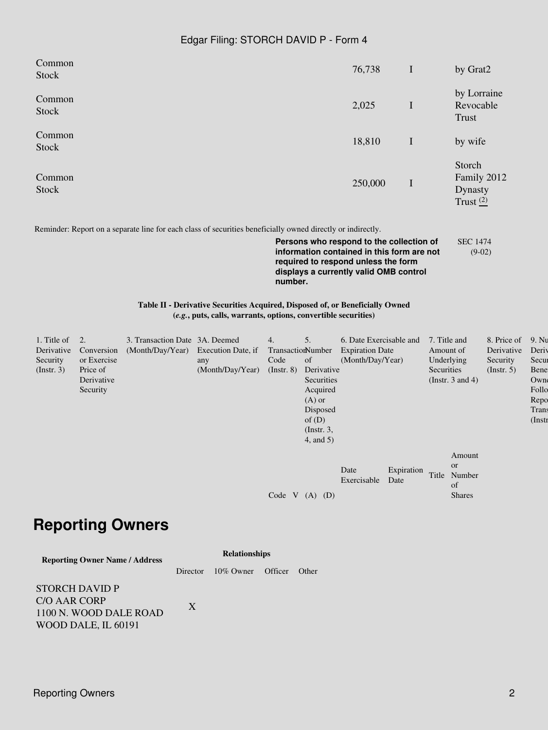| | | | |
|---|---|---|---|
| Common Stock | 76,738 | I | by Grat2 |
| Common Stock | 2,025 | I | by Lorraine Revocable Trust |
| Common Stock | 18,810 | I | by wife |
| Common Stock | 250,000 | I | Storch Family 2012 Dynasty Trust (2) |

Reminder: Report on a separate line for each class of securities beneficially owned directly or indirectly.

**Persons who respond to the collection of information contained in this form are not required to respond unless the form displays a currently valid OMB control number.**

SEC 1474 (9-02)

**Table II - Derivative Securities Acquired, Disposed of, or Beneficially Owned**
**(*e.g.*, puts, calls, warrants, options, convertible securities)**

| 1. Title of Derivative Security (Instr. 3) | 2. Conversion or Exercise Price of Derivative Security | 3. Transaction Date (Month/Day/Year) | 3A. Deemed Execution Date, if any (Month/Day/Year) | 4. Transaction Code (Instr. 8) | | 5. Number of Derivative Securities Acquired (A) or Disposed of (D) (Instr. 3, 4, and 5) | | 6. Date Exercisable and Expiration Date (Month/Day/Year) | | 7. Title and Amount of Underlying Securities (Instr. 3 and 4) | | 8. Price of Derivative Security (Instr. 5) | 9. Nu Deriv Secur Bene Owne Follo Repo Trans (Instr |
|---|---|---|---|---|---|---|---|---|---|---|---|---|---|
| | | | | Code | V | (A) | (D) | Date Exercisable | Expiration Date | Title | Amount or Number of Shares | | |

## Reporting Owners

| Reporting Owner Name / Address | Relationships | | | |
|---|---|---|---|---|
| | Director | 10% Owner | Officer | Other |
| STORCH DAVID P<br>C/O AAR CORP<br>1100 N. WOOD DALE ROAD<br>WOOD DALE, IL 60191 | X | | | |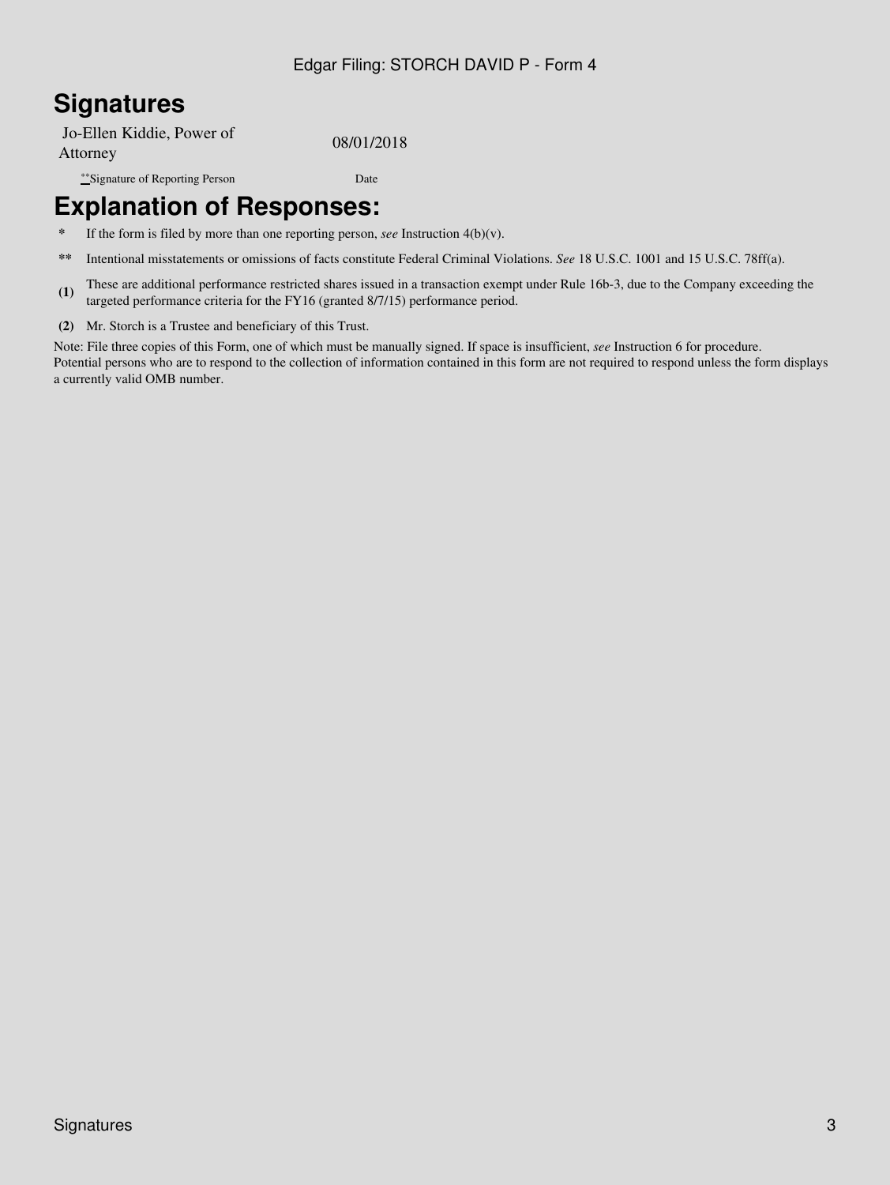# Signatures

| | |
|---|---|
| Jo-Ellen Kiddie, Power of Attorney | 08/01/2018 |
| **Signature of Reporting Person | Date |

# Explanation of Responses:

- \* If the form is filed by more than one reporting person, *see* Instruction 4(b)(v).
- \** Intentional misstatements or omissions of facts constitute Federal Criminal Violations. *See* 18 U.S.C. 1001 and 15 U.S.C. 78ff(a).
- **(1)** These are additional performance restricted shares issued in a transaction exempt under Rule 16b-3, due to the Company exceeding the targeted performance criteria for the FY16 (granted 8/7/15) performance period.
- **(2)** Mr. Storch is a Trustee and beneficiary of this Trust.

Note: File three copies of this Form, one of which must be manually signed. If space is insufficient, *see* Instruction 6 for procedure.
Potential persons who are to respond to the collection of information contained in this form are not required to respond unless the form displays a currently valid OMB number.